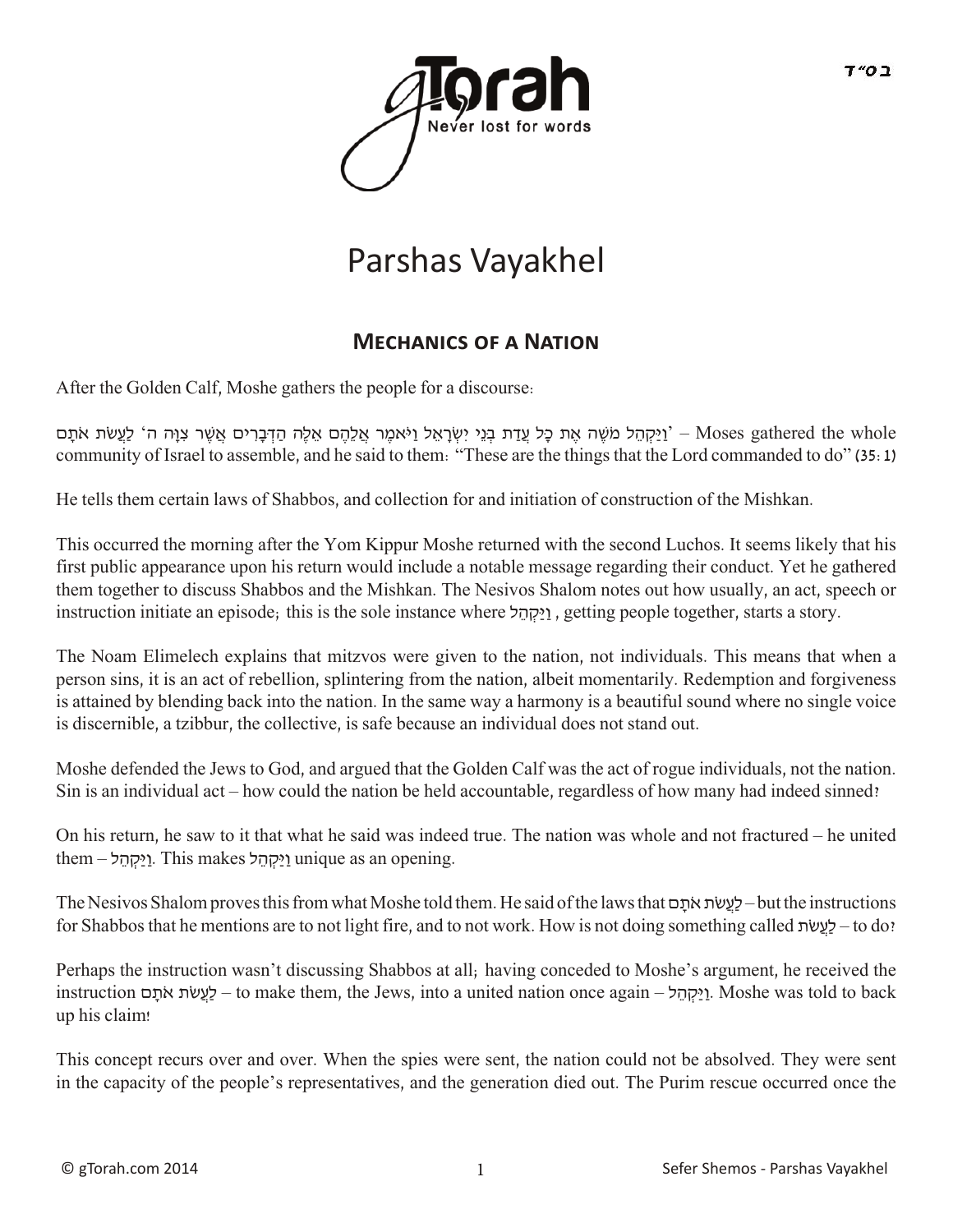ב ס"ד

# Parshas Vayakhel

## Mechanics of a Nation

After the Golden Calf, Moshe gathers the people for a discourse:

'וַיַּקְהֵל מֹשֶׁה אֶת כָּל עֲדַת בְּנֵי יִשְׂרָאֵל וַיֹּאמֶר אֲלֵהֶם אֵלֶּה הַדְּבָרִים אֲשֶׁר צִוָּה ה' לַעֲשֹׂת אֹתָם' – Moses gathered the whole community of Israel to assemble, and he said to them: "These are the things that the Lord commanded to do" (35:1)

He tells them certain laws of Shabbos, and collection for and initiation of construction of the Mishkan.

This occurred the morning after the Yom Kippur Moshe returned with the second Luchos. It seems likely that his first public appearance upon his return would include a notable message regarding their conduct. Yet he gathered them together to discuss Shabbos and the Mishkan. The Nesivos Shalom notes out how usually, an act, speech or instruction initiate an episode; this is the sole instance where וַיַּקְהֵל, getting people together, starts a story.

The Noam Elimelech explains that mitzvos were given to the nation, not individuals. This means that when a person sins, it is an act of rebellion, splintering from the nation, albeit momentarily. Redemption and forgiveness is attained by blending back into the nation. In the same way a harmony is a beautiful sound where no single voice is discernible, a tzibbur, the collective, is safe because an individual does not stand out.

Moshe defended the Jews to God, and argued that the Golden Calf was the act of rogue individuals, not the nation. Sin is an individual act – how could the nation be held accountable, regardless of how many had indeed sinned?

On his return, he saw to it that what he said was indeed true. The nation was whole and not fractured – he united them – וַיַּקְהֵל. This makes וַיַּקְהֵל unique as an opening.

The Nesivos Shalom proves this from what Moshe told them. He said of the laws that לַעֲשֹׂת אֹתָם – but the instructions for Shabbos that he mentions are to not light fire, and to not work. How is not doing something called לַעֲשֹׂת – to do?

Perhaps the instruction wasn't discussing Shabbos at all; having conceded to Moshe's argument, he received the instruction לַעֲשֹׂת אֹתָם – to make them, the Jews, into a united nation once again – וַיַּקְהֵל. Moshe was told to back up his claim!

This concept recurs over and over. When the spies were sent, the nation could not be absolved. They were sent in the capacity of the people's representatives, and the generation died out. The Purim rescue occurred once the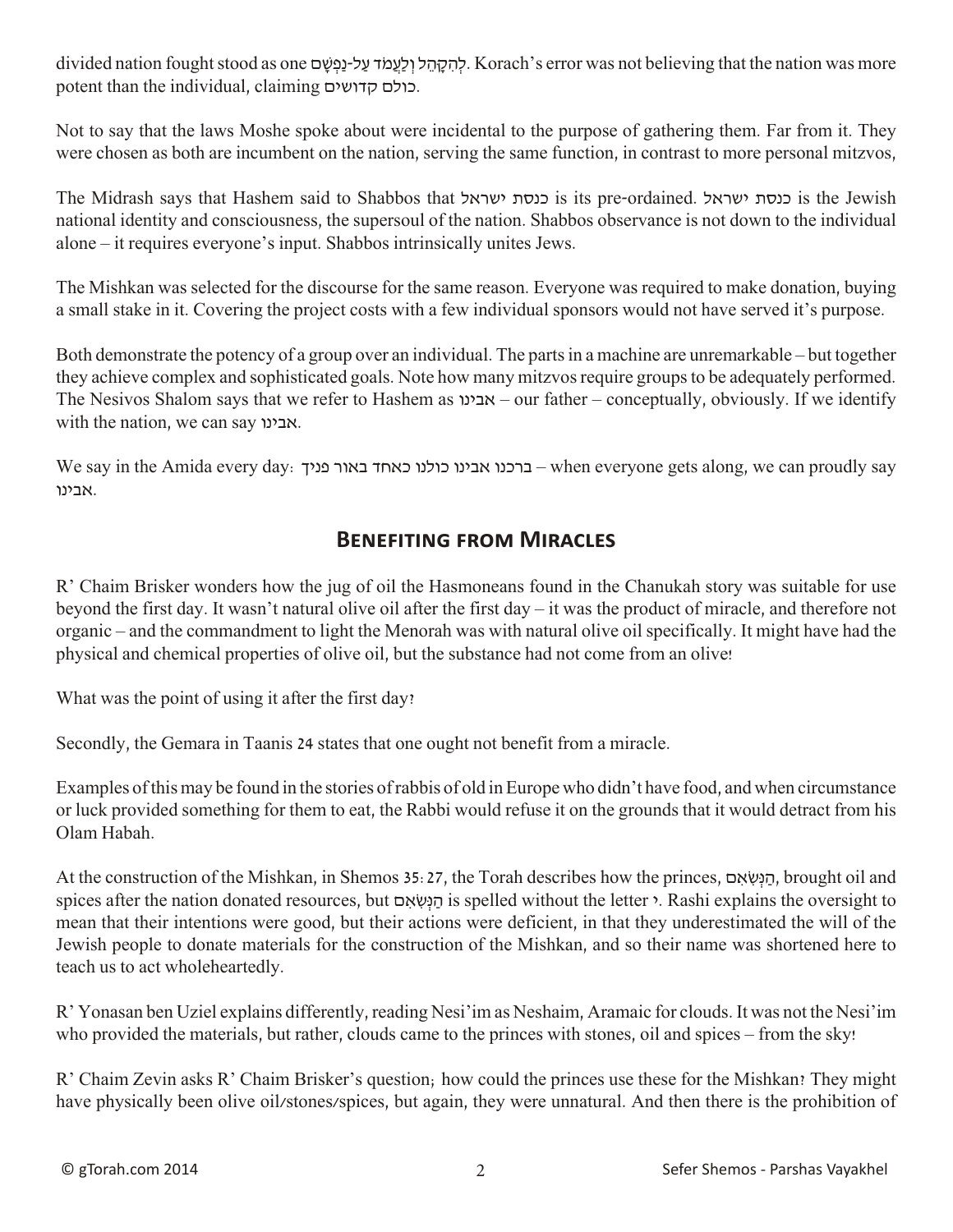divided nation fought stood as one לְהִקָּהֵל וְלַעֲמֹד עַל-נַפְשָׁם. Korach's error was not believing that the nation was more potent than the individual, claiming כולם קדושים.

Not to say that the laws Moshe spoke about were incidental to the purpose of gathering them. Far from it. They were chosen as both are incumbent on the nation, serving the same function, in contrast to more personal mitzvos,

The Midrash says that Hashem said to Shabbos that כנסת ישראל is its pre-ordained. כנסת ישראל is the Jewish national identity and consciousness, the supersoul of the nation. Shabbos observance is not down to the individual alone – it requires everyone's input. Shabbos intrinsically unites Jews.

The Mishkan was selected for the discourse for the same reason. Everyone was required to make donation, buying a small stake in it. Covering the project costs with a few individual sponsors would not have served it's purpose.

Both demonstrate the potency of a group over an individual. The parts in a machine are unremarkable – but together they achieve complex and sophisticated goals. Note how many mitzvos require groups to be adequately performed. The Nesivos Shalom says that we refer to Hashem as אבינו – our father – conceptually, obviously. If we identify with the nation, we can say אבינו.

We say in the Amida every day: ברכנו אבינו כולנו כאחד באור פניך – when everyone gets along, we can proudly say אבינו.

## Benefiting from Miracles

R' Chaim Brisker wonders how the jug of oil the Hasmoneans found in the Chanukah story was suitable for use beyond the first day. It wasn't natural olive oil after the first day – it was the product of miracle, and therefore not organic – and the commandment to light the Menorah was with natural olive oil specifically. It might have had the physical and chemical properties of olive oil, but the substance had not come from an olive!

What was the point of using it after the first day?

Secondly, the Gemara in Taanis 24 states that one ought not benefit from a miracle.

Examples of this may be found in the stories of rabbis of old in Europe who didn't have food, and when circumstance or luck provided something for them to eat, the Rabbi would refuse it on the grounds that it would detract from his Olam Habah.

At the construction of the Mishkan, in Shemos 35:27, the Torah describes how the princes, הַנְּשִׂאִם, brought oil and spices after the nation donated resources, but הַנְּשִׂאִם is spelled without the letter י. Rashi explains the oversight to mean that their intentions were good, but their actions were deficient, in that they underestimated the will of the Jewish people to donate materials for the construction of the Mishkan, and so their name was shortened here to teach us to act wholeheartedly.

R' Yonasan ben Uziel explains differently, reading Nesi'im as Neshaim, Aramaic for clouds. It was not the Nesi'im who provided the materials, but rather, clouds came to the princes with stones, oil and spices – from the sky!

R' Chaim Zevin asks R' Chaim Brisker's question; how could the princes use these for the Mishkan? They might have physically been olive oil/stones/spices, but again, they were unnatural. And then there is the prohibition of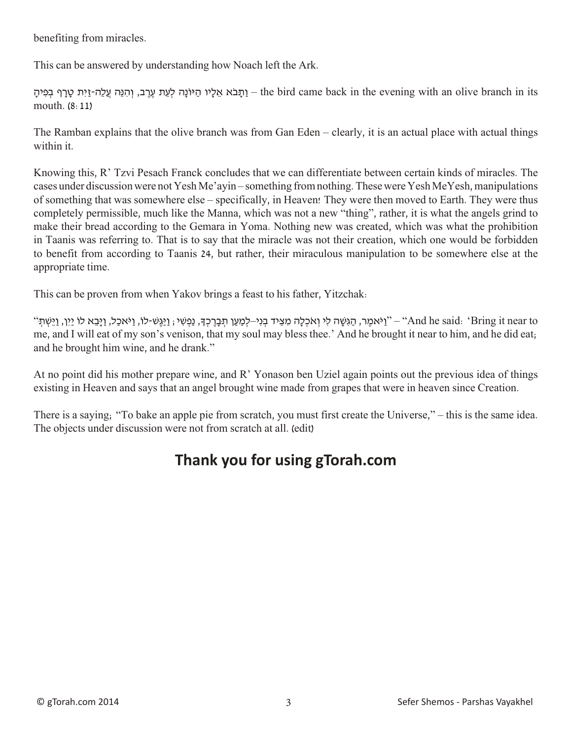benefiting from miracles.

This can be answered by understanding how Noach left the Ark.

וַתָּבֹא אֵלָיו הַיּוֹנָה לְעֵת עֶרֶב, וְהִנֵּה עֲלֵה-זַיִת טָרָף בְּפִיהָ – the bird came back in the evening with an olive branch in its mouth. (8:11)

The Ramban explains that the olive branch was from Gan Eden – clearly, it is an actual place with actual things within it.

Knowing this, R' Tzvi Pesach Franck concludes that we can differentiate between certain kinds of miracles. The cases under discussion were not Yesh Me'ayin – something from nothing. These were Yesh MeYesh, manipulations of something that was somewhere else – specifically, in Heaven! They were then moved to Earth. They were thus completely permissible, much like the Manna, which was not a new "thing", rather, it is what the angels grind to make their bread according to the Gemara in Yoma. Nothing new was created, which was what the prohibition in Taanis was referring to. That is to say that the miracle was not their creation, which one would be forbidden to benefit from according to Taanis 24, but rather, their miraculous manipulation to be somewhere else at the appropriate time.

This can be proven from when Yakov brings a feast to his father, Yitzchak:

"וַיֹּאמֶר, הַגִּשָׁה לִי וְאֹכְלָה מִצֵּיד בְּנִי–לְמַעַן תְּבָרֶכְךָ, נַפְשִׁי; וַיַּגֶּשׁ-לוֹ, וַיֹּאכַל, וַיָּבֵא לוֹ יַיִן, וַיֵּשְׁתְּ" – "And he said: 'Bring it near to me, and I will eat of my son's venison, that my soul may bless thee.' And he brought it near to him, and he did eat; and he brought him wine, and he drank."

At no point did his mother prepare wine, and R' Yonason ben Uziel again points out the previous idea of things existing in Heaven and says that an angel brought wine made from grapes that were in heaven since Creation.

There is a saying; "To bake an apple pie from scratch, you must first create the Universe," – this is the same idea. The objects under discussion were not from scratch at all. (edit)

## Thank you for using gTorah.com